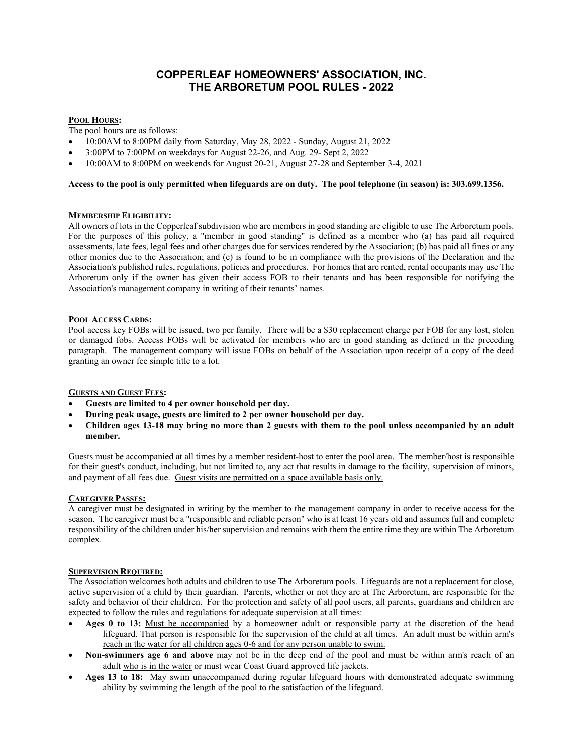# COPPERLEAF HOMEOWNERS' ASSOCIATION, INC.
# THE ARBORETUM POOL RULES - 2022

**POOL HOURS:**

The pool hours are as follows:

- 10:00AM to 8:00PM daily from Saturday, May 28, 2022 - Sunday, August 21, 2022
- 3:00PM to 7:00PM on weekdays for August 22-26, and Aug. 29- Sept 2, 2022
- 10:00AM to 8:00PM on weekends for August 20-21, August 27-28 and September 3-4, 2021

**Access to the pool is only permitted when lifeguards are on duty. The pool telephone (in season) is: 303.699.1356.**

**MEMBERSHIP ELIGIBILITY:**

All owners of lots in the Copperleaf subdivision who are members in good standing are eligible to use The Arboretum pools. For the purposes of this policy, a "member in good standing" is defined as a member who (a) has paid all required assessments, late fees, legal fees and other charges due for services rendered by the Association; (b) has paid all fines or any other monies due to the Association; and (c) is found to be in compliance with the provisions of the Declaration and the Association's published rules, regulations, policies and procedures. For homes that are rented, rental occupants may use The Arboretum only if the owner has given their access FOB to their tenants and has been responsible for notifying the Association's management company in writing of their tenants' names.

**POOL ACCESS CARDS:**

Pool access key FOBs will be issued, two per family. There will be a $30 replacement charge per FOB for any lost, stolen or damaged fobs. Access FOBs will be activated for members who are in good standing as defined in the preceding paragraph. The management company will issue FOBs on behalf of the Association upon receipt of a copy of the deed granting an owner fee simple title to a lot.

**GUESTS AND GUEST FEES:**

- **Guests are limited to 4 per owner household per day.**
- **During peak usage, guests are limited to 2 per owner household per day.**
- **Children ages 13-18 may bring no more than 2 guests with them to the pool unless accompanied by an adult member.**

Guests must be accompanied at all times by a member resident-host to enter the pool area. The member/host is responsible for their guest's conduct, including, but not limited to, any act that results in damage to the facility, supervision of minors, and payment of all fees due. <u>Guest visits are permitted on a space available basis only.</u>

**CAREGIVER PASSES:**

A caregiver must be designated in writing by the member to the management company in order to receive access for the season. The caregiver must be a "responsible and reliable person" who is at least 16 years old and assumes full and complete responsibility of the children under his/her supervision and remains with them the entire time they are within The Arboretum complex.

**SUPERVISION REQUIRED:**

The Association welcomes both adults and children to use The Arboretum pools. Lifeguards are not a replacement for close, active supervision of a child by their guardian. Parents, whether or not they are at The Arboretum, are responsible for the safety and behavior of their children. For the protection and safety of all pool users, all parents, guardians and children are expected to follow the rules and regulations for adequate supervision at all times:

- **Ages 0 to 13:** <u>Must be accompanied</u> by a homeowner adult or responsible party at the discretion of the head lifeguard. That person is responsible for the supervision of the child at <u>all</u> times. <u>An adult must be within arm's reach in the water for all children ages 0-6 and for any person unable to swim.</u>
- **Non-swimmers age 6 and above** may not be in the deep end of the pool and must be within arm's reach of an adult <u>who is in the water</u> or must wear Coast Guard approved life jackets.
- **Ages 13 to 18:** May swim unaccompanied during regular lifeguard hours with demonstrated adequate swimming ability by swimming the length of the pool to the satisfaction of the lifeguard.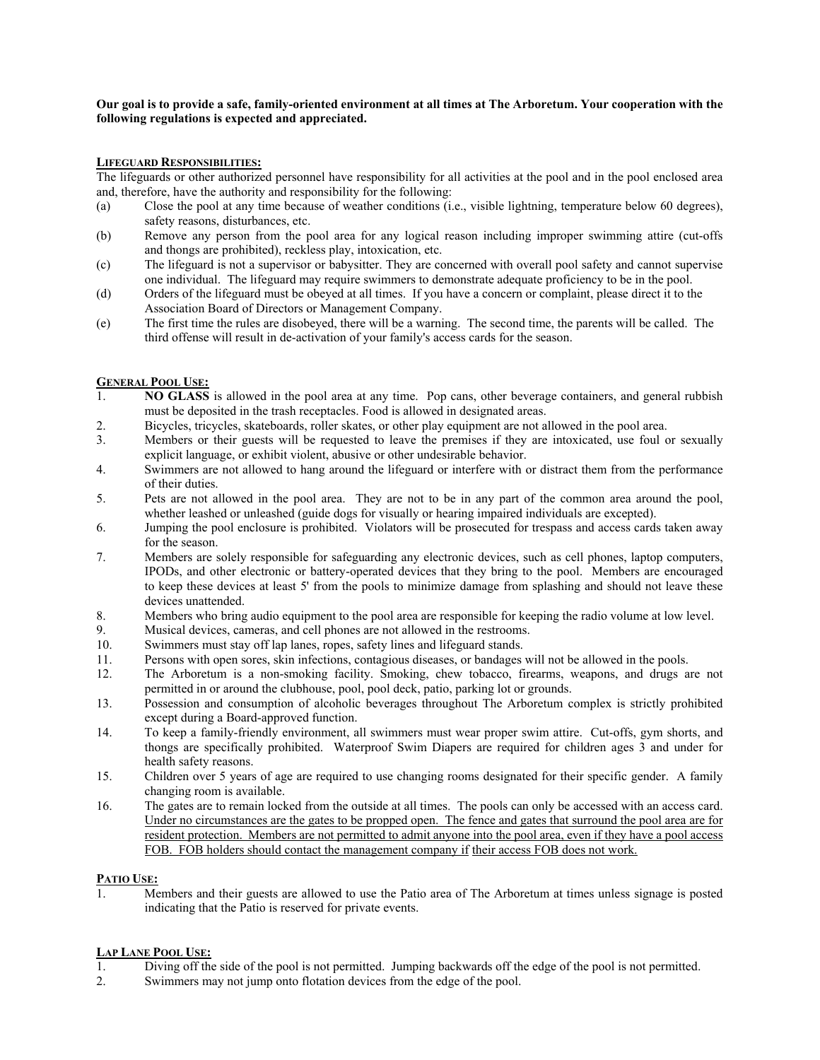**Our goal is to provide a safe, family-oriented environment at all times at The Arboretum. Your cooperation with the following regulations is expected and appreciated.**

## LIFEGUARD RESPONSIBILITIES:

The lifeguards or other authorized personnel have responsibility for all activities at the pool and in the pool enclosed area and, therefore, have the authority and responsibility for the following:

(a) Close the pool at any time because of weather conditions (i.e., visible lightning, temperature below 60 degrees), safety reasons, disturbances, etc.

(b) Remove any person from the pool area for any logical reason including improper swimming attire (cut-offs and thongs are prohibited), reckless play, intoxication, etc.

(c) The lifeguard is not a supervisor or babysitter. They are concerned with overall pool safety and cannot supervise one individual. The lifeguard may require swimmers to demonstrate adequate proficiency to be in the pool.

(d) Orders of the lifeguard must be obeyed at all times. If you have a concern or complaint, please direct it to the Association Board of Directors or Management Company.

(e) The first time the rules are disobeyed, there will be a warning. The second time, the parents will be called. The third offense will result in de-activation of your family's access cards for the season.

## GENERAL POOL USE:

1. **NO GLASS** is allowed in the pool area at any time. Pop cans, other beverage containers, and general rubbish must be deposited in the trash receptacles. Food is allowed in designated areas.
2. Bicycles, tricycles, skateboards, roller skates, or other play equipment are not allowed in the pool area.
3. Members or their guests will be requested to leave the premises if they are intoxicated, use foul or sexually explicit language, or exhibit violent, abusive or other undesirable behavior.
4. Swimmers are not allowed to hang around the lifeguard or interfere with or distract them from the performance of their duties.
5. Pets are not allowed in the pool area. They are not to be in any part of the common area around the pool, whether leashed or unleashed (guide dogs for visually or hearing impaired individuals are excepted).
6. Jumping the pool enclosure is prohibited. Violators will be prosecuted for trespass and access cards taken away for the season.
7. Members are solely responsible for safeguarding any electronic devices, such as cell phones, laptop computers, IPODs, and other electronic or battery-operated devices that they bring to the pool. Members are encouraged to keep these devices at least 5' from the pools to minimize damage from splashing and should not leave these devices unattended.
8. Members who bring audio equipment to the pool area are responsible for keeping the radio volume at low level.
9. Musical devices, cameras, and cell phones are not allowed in the restrooms.
10. Swimmers must stay off lap lanes, ropes, safety lines and lifeguard stands.
11. Persons with open sores, skin infections, contagious diseases, or bandages will not be allowed in the pools.
12. The Arboretum is a non-smoking facility. Smoking, chew tobacco, firearms, weapons, and drugs are not permitted in or around the clubhouse, pool, pool deck, patio, parking lot or grounds.
13. Possession and consumption of alcoholic beverages throughout The Arboretum complex is strictly prohibited except during a Board-approved function.
14. To keep a family-friendly environment, all swimmers must wear proper swim attire. Cut-offs, gym shorts, and thongs are specifically prohibited. Waterproof Swim Diapers are required for children ages 3 and under for health safety reasons.
15. Children over 5 years of age are required to use changing rooms designated for their specific gender. A family changing room is available.
16. The gates are to remain locked from the outside at all times. The pools can only be accessed with an access card. <u>Under no circumstances are the gates to be propped open. The fence and gates that surround the pool area are for resident protection. Members are not permitted to admit anyone into the pool area, even if they have a pool access FOB. FOB holders should contact the management company if their access FOB does not work.</u>

## PATIO USE:

1. Members and their guests are allowed to use the Patio area of The Arboretum at times unless signage is posted indicating that the Patio is reserved for private events.

## LAP LANE POOL USE:

1. Diving off the side of the pool is not permitted. Jumping backwards off the edge of the pool is not permitted.
2. Swimmers may not jump onto flotation devices from the edge of the pool.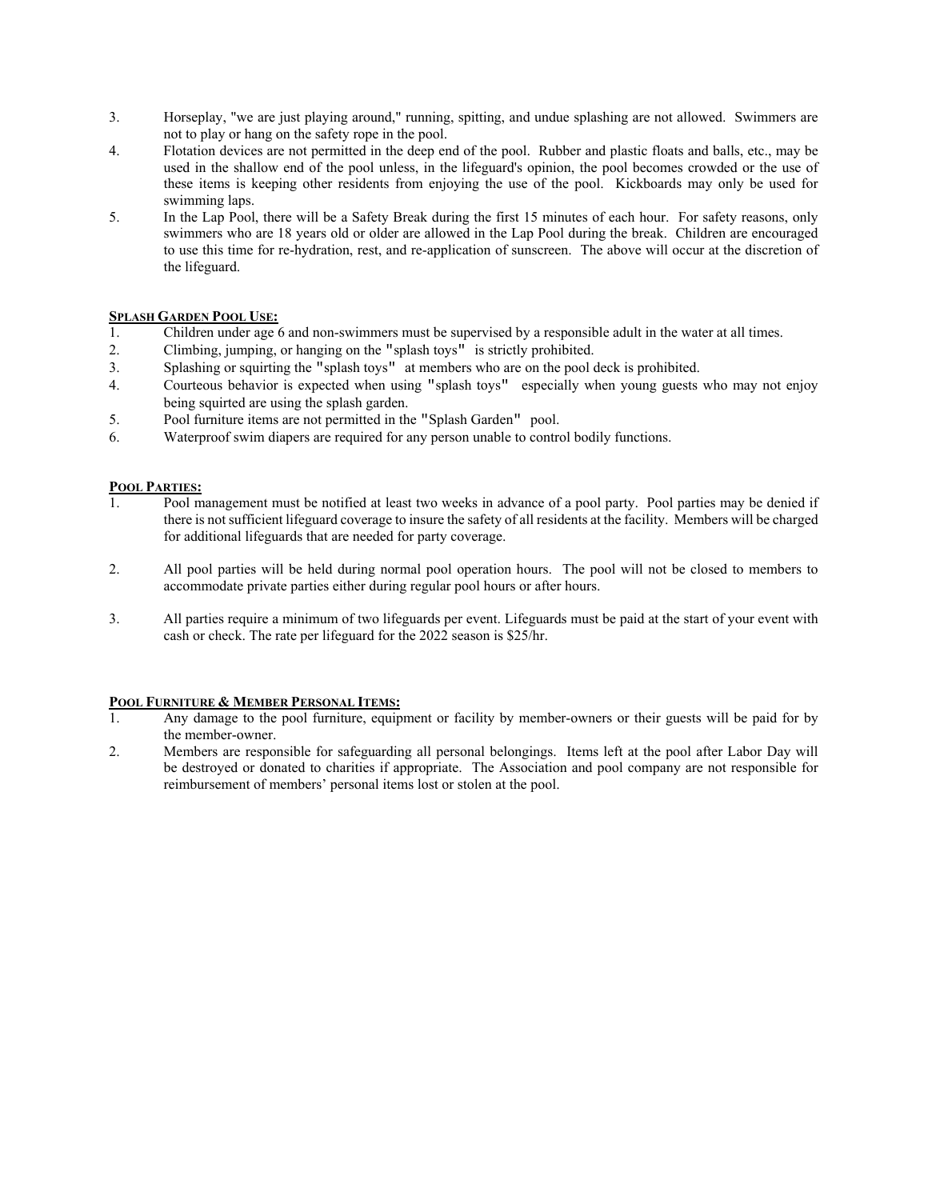3. Horseplay, "we are just playing around," running, spitting, and undue splashing are not allowed. Swimmers are not to play or hang on the safety rope in the pool.
4. Flotation devices are not permitted in the deep end of the pool. Rubber and plastic floats and balls, etc., may be used in the shallow end of the pool unless, in the lifeguard's opinion, the pool becomes crowded or the use of these items is keeping other residents from enjoying the use of the pool. Kickboards may only be used for swimming laps.
5. In the Lap Pool, there will be a Safety Break during the first 15 minutes of each hour. For safety reasons, only swimmers who are 18 years old or older are allowed in the Lap Pool during the break. Children are encouraged to use this time for re-hydration, rest, and re-application of sunscreen. The above will occur at the discretion of the lifeguard.

**SPLASH GARDEN POOL USE:**

1. Children under age 6 and non-swimmers must be supervised by a responsible adult in the water at all times.
2. Climbing, jumping, or hanging on the "splash toys" is strictly prohibited.
3. Splashing or squirting the "splash toys" at members who are on the pool deck is prohibited.
4. Courteous behavior is expected when using "splash toys" especially when young guests who may not enjoy being squirted are using the splash garden.
5. Pool furniture items are not permitted in the "Splash Garden" pool.
6. Waterproof swim diapers are required for any person unable to control bodily functions.

**POOL PARTIES:**

1. Pool management must be notified at least two weeks in advance of a pool party. Pool parties may be denied if there is not sufficient lifeguard coverage to insure the safety of all residents at the facility. Members will be charged for additional lifeguards that are needed for party coverage.

2. All pool parties will be held during normal pool operation hours. The pool will not be closed to members to accommodate private parties either during regular pool hours or after hours.

3. All parties require a minimum of two lifeguards per event. Lifeguards must be paid at the start of your event with cash or check. The rate per lifeguard for the 2022 season is $25/hr.

**POOL FURNITURE & MEMBER PERSONAL ITEMS:**

1. Any damage to the pool furniture, equipment or facility by member-owners or their guests will be paid for by the member-owner.
2. Members are responsible for safeguarding all personal belongings. Items left at the pool after Labor Day will be destroyed or donated to charities if appropriate. The Association and pool company are not responsible for reimbursement of members' personal items lost or stolen at the pool.